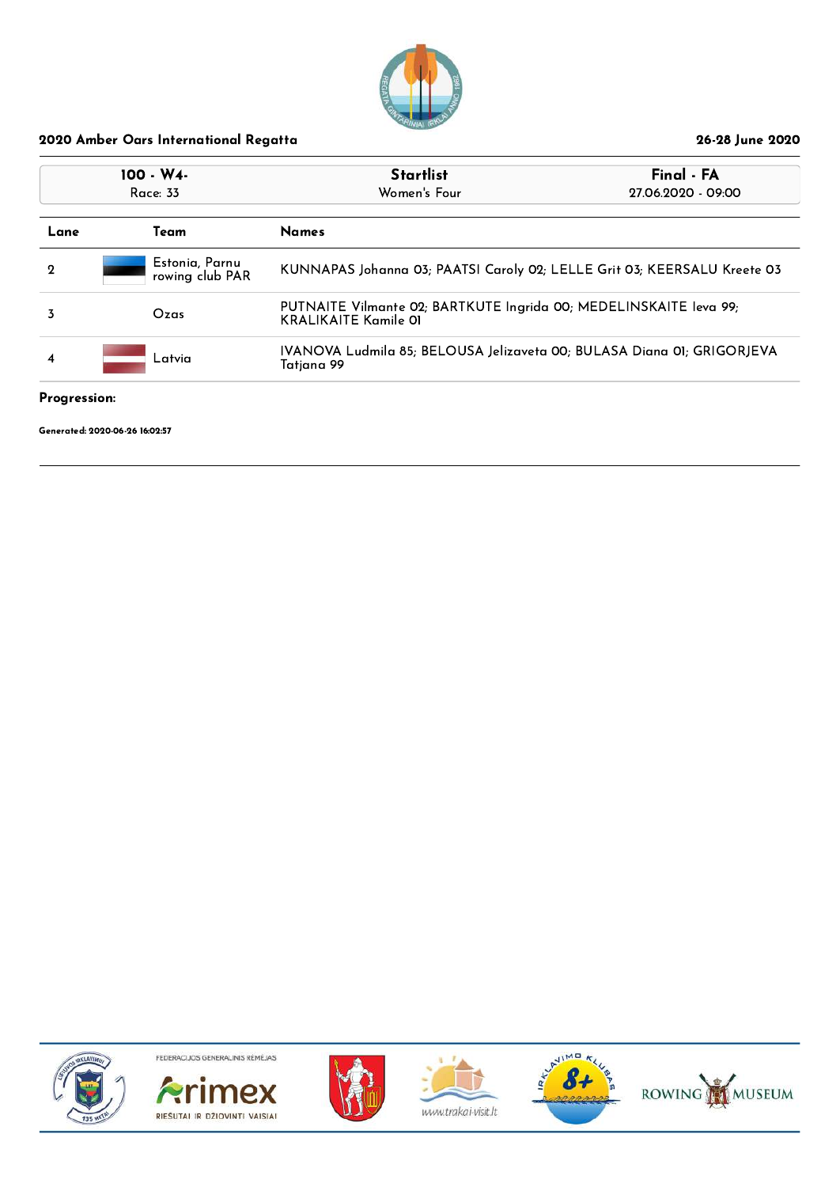**2020 Amber Oars International Regatta** **26-28 June 2020**

| 100 - W4- | Startlist | Final - FA |
|---|---|---|
| Race: 33 | Women's Four | 27.06.2020 - 09:00 |

| Lane | Team | Names |
|---|---|---|
| 2 | Estonia, Parnu rowing club PAR | KUNNAPAS Johanna 03; PAATSI Caroly 02; LELLE Grit 03; KEERSALU Kreete 03 |
| 3 | Ozas | PUTNAITE Vilmante 02; BARTKUTE Ingrida 00; MEDELINSKAITE Ieva 99; KRALIKAITE Kamile 01 |
| 4 | Latvia | IVANOVA Ludmila 85; BELOUSA Jelizaveta 00; BULASA Diana 01; GRIGORJEVA Tatjana 99 |

**Progression:**

**Generated: 2020-06-26 16:02:57**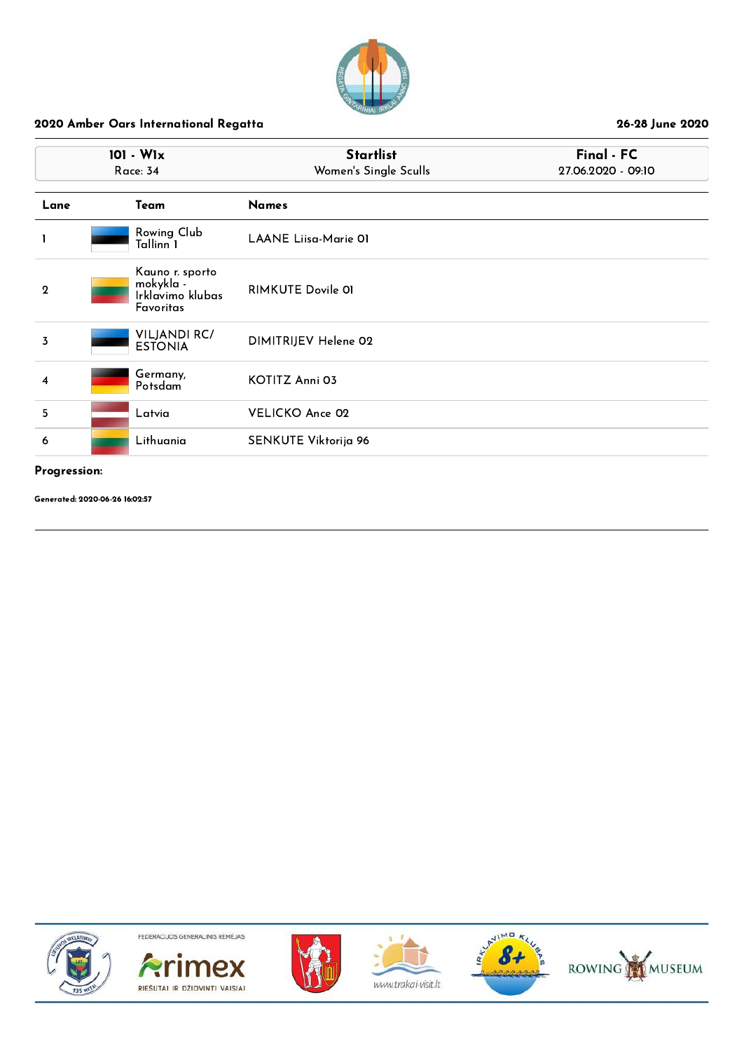**2020 Amber Oars International Regatta** — **26-28 June 2020**

| 101 - W1x | Startlist | Final - FC |
|---|---|---|
| Race: 34 | Women's Single Sculls | 27.06.2020 - 09:10 |

| Lane | Team | Names |
|---|---|---|
| 1 | Rowing Club Tallinn 1 | LAANE Liisa-Marie 01 |
| 2 | Kauno r. sporto mokykla - Irklavimo klubas Favoritas | RIMKUTE Dovile 01 |
| 3 | VILJANDI RC/ ESTONIA | DIMITRIJEV Helene 02 |
| 4 | Germany, Potsdam | KOTITZ Anni 03 |
| 5 | Latvia | VELICKO Ance 02 |
| 6 | Lithuania | SENKUTE Viktorija 96 |

**Progression:**

**Generated: 2020-06-26 16:02:57**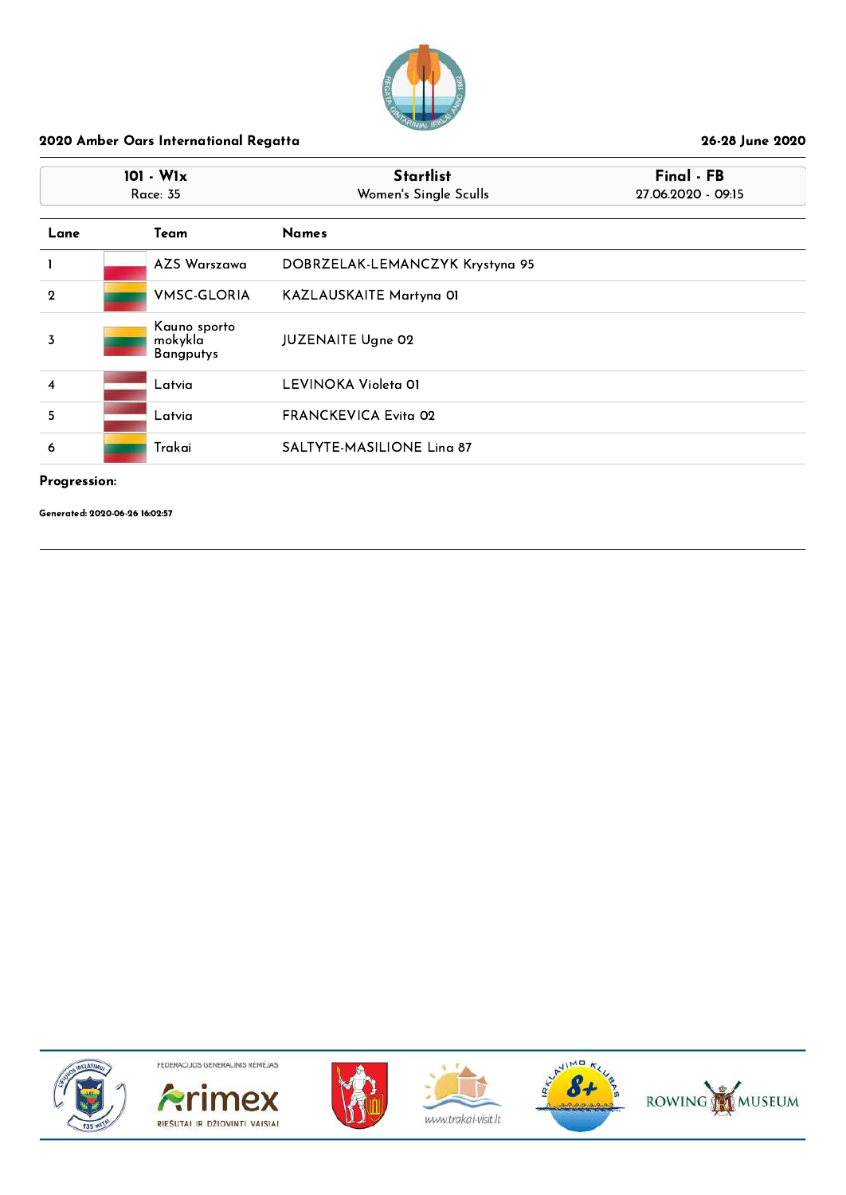2020 Amber Oars International Regatta

26-28 June 2020

| 101 - W1x | Startlist | Final - FB |
|---|---|---|
| Race: 35 | Women's Single Sculls | 27.06.2020 - 09:15 |

| Lane | Team | Names |
|---|---|---|
| 1 | AZS Warszawa | DOBRZELAK-LEMANCZYK Krystyna 95 |
| 2 | VMSC-GLORIA | KAZLAUSKAITE Martyna 01 |
| 3 | Kauno sporto mokykla Bangputys | JUZENAITE Ugne 02 |
| 4 | Latvia | LEVINOKA Violeta 01 |
| 5 | Latvia | FRANCKEVICA Evita 02 |
| 6 | Trakai | SALTYTE-MASILIONE Lina 87 |

**Progression:**

**Generated: 2020-06-26 16:02:57**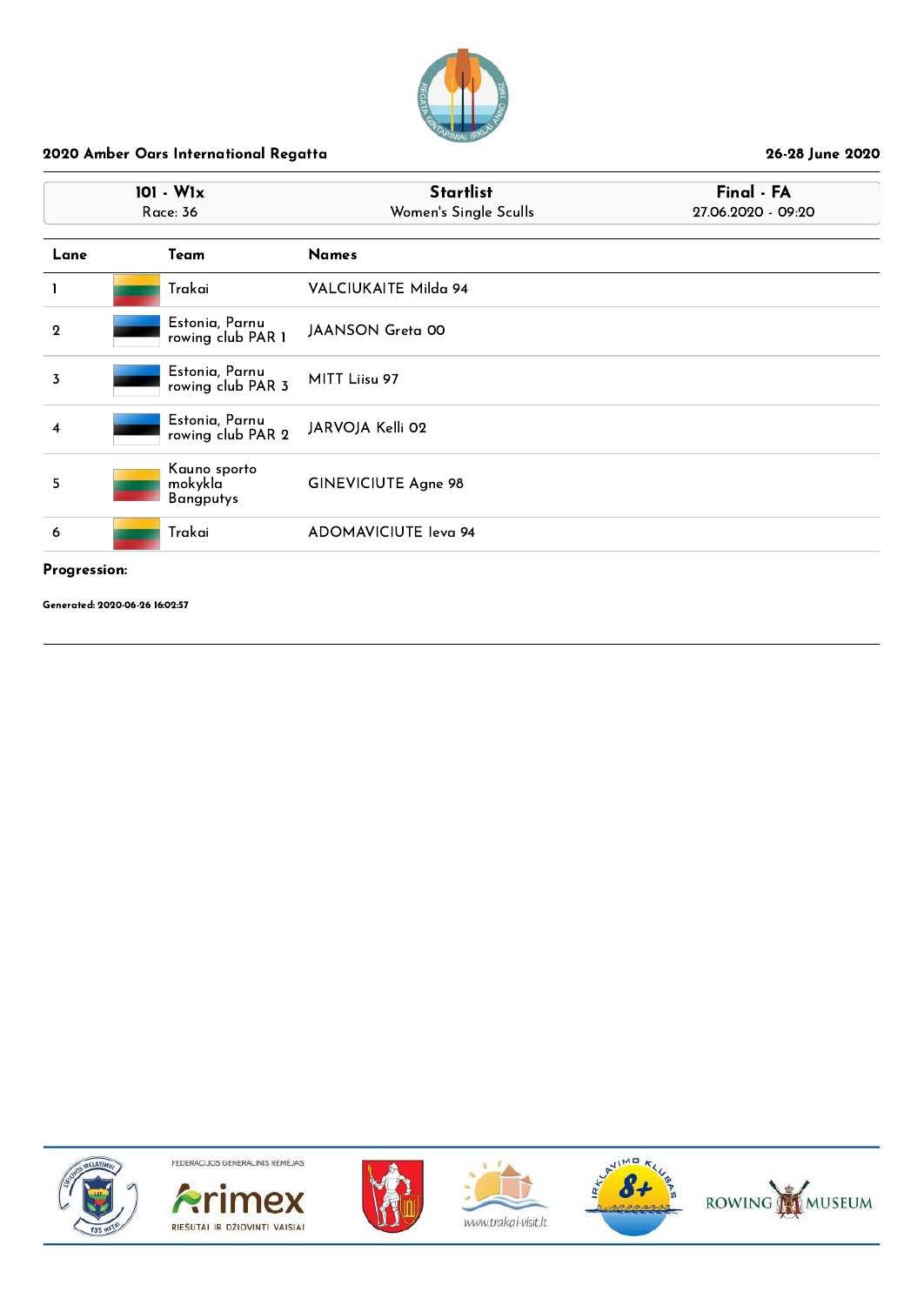**2020 Amber Oars International Regatta** | **26-28 June 2020**

| 101 - W1x | Startlist | Final - FA |
|---|---|---|
| Race: 36 | Women's Single Sculls | 27.06.2020 - 09:20 |

| Lane | Team | Names |
|---|---|---|
| 1 | Trakai | VALCIUKAITE Milda 94 |
| 2 | Estonia, Parnu rowing club PAR 1 | JAANSON Greta 00 |
| 3 | Estonia, Parnu rowing club PAR 3 | MITT Liisu 97 |
| 4 | Estonia, Parnu rowing club PAR 2 | JARVOJA Kelli 02 |
| 5 | Kauno sporto mokykla Bangputys | GINEVICIUTE Agne 98 |
| 6 | Trakai | ADOMAVICIUTE Ieva 94 |

**Progression:**

**Generated: 2020-06-26 16:02:57**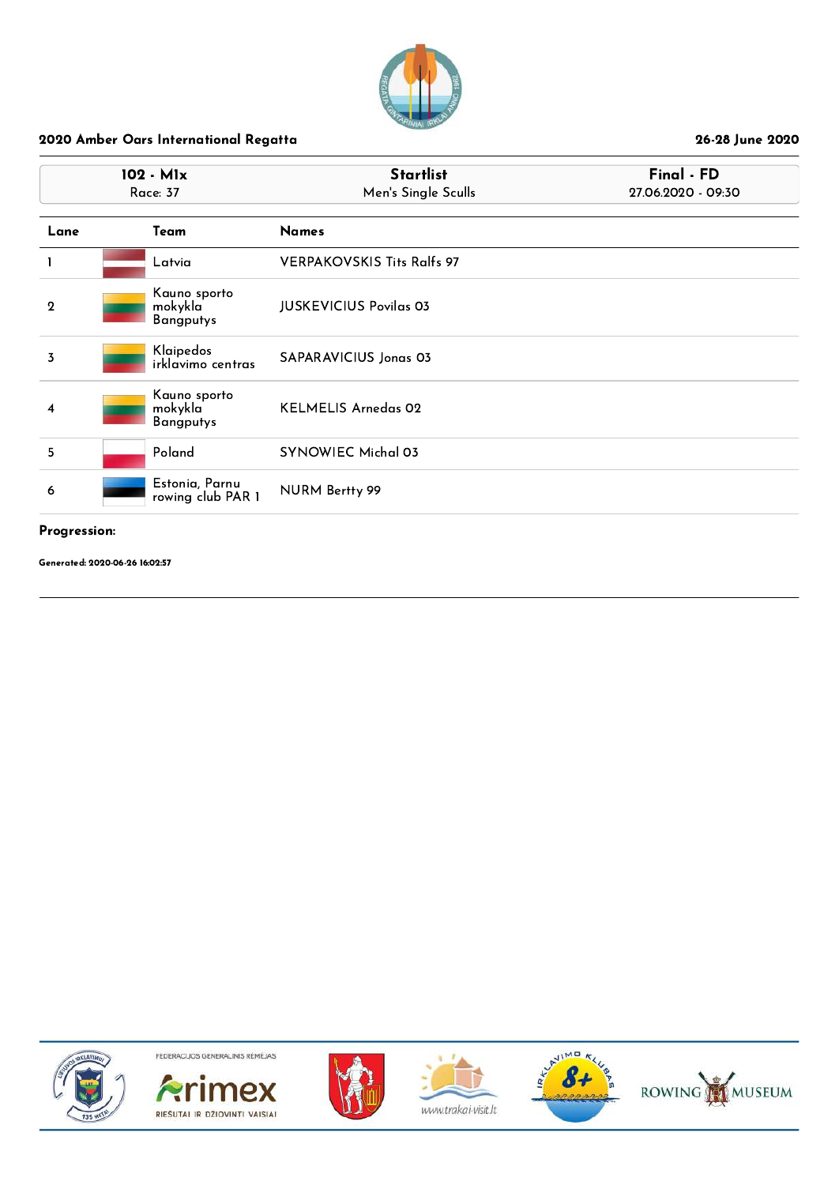**2020 Amber Oars International Regatta** — **26-28 June 2020**

| 102 - M1x | Startlist | Final - FD |
|---|---|---|
| Race: 37 | Men's Single Sculls | 27.06.2020 - 09:30 |

| Lane | Team | Names |
|---|---|---|
| 1 | Latvia | VERPAKOVSKIS Tits Ralfs 97 |
| 2 | Kauno sporto mokykla Bangputys | JUSKEVICIUS Povilas 03 |
| 3 | Klaipedos irklavimo centras | SAPARAVICIUS Jonas 03 |
| 4 | Kauno sporto mokykla Bangputys | KELMELIS Arnedas 02 |
| 5 | Poland | SYNOWIEC Michal 03 |
| 6 | Estonia, Parnu rowing club PAR 1 | NURM Bertty 99 |

**Progression:**

**Generated: 2020-06-26 16:02:57**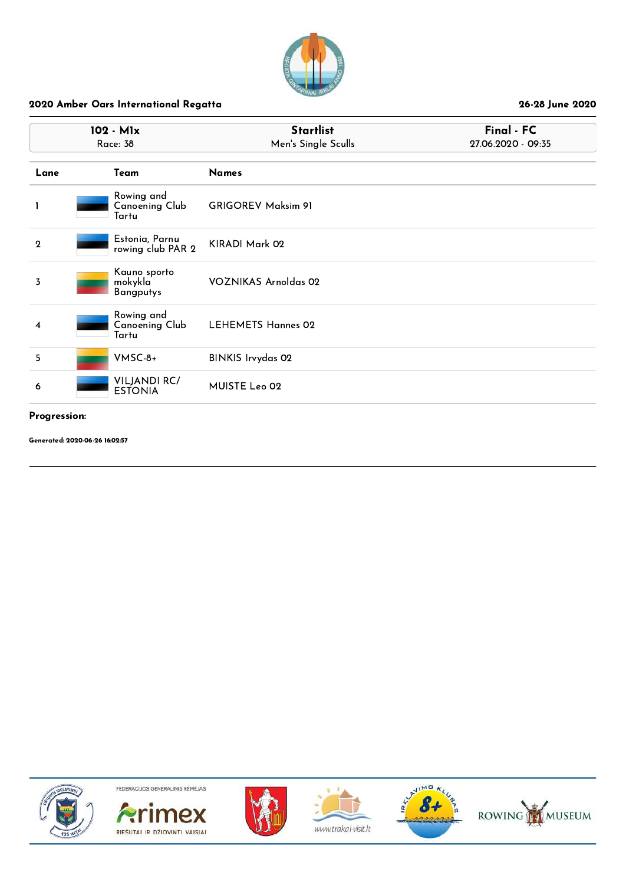**2020 Amber Oars International Regatta** | **26-28 June 2020**

| 102 - M1x<br>Race: 38 | Startlist<br>Men's Single Sculls | Final - FC<br>27.06.2020 - 09:35 |
|---|---|---|

| Lane | Team | Names |
|---|---|---|
| 1 | Rowing and Canoening Club Tartu | GRIGOREV Maksim 91 |
| 2 | Estonia, Parnu rowing club PAR 2 | KIRADI Mark 02 |
| 3 | Kauno sporto mokykla Bangputys | VOZNIKAS Arnoldas 02 |
| 4 | Rowing and Canoening Club Tartu | LEHEMETS Hannes 02 |
| 5 | VMSC-8+ | BINKIS Irvydas 02 |
| 6 | VILJANDI RC/ ESTONIA | MUISTE Leo 02 |

**Progression:**

**Generated: 2020-06-26 16:02:57**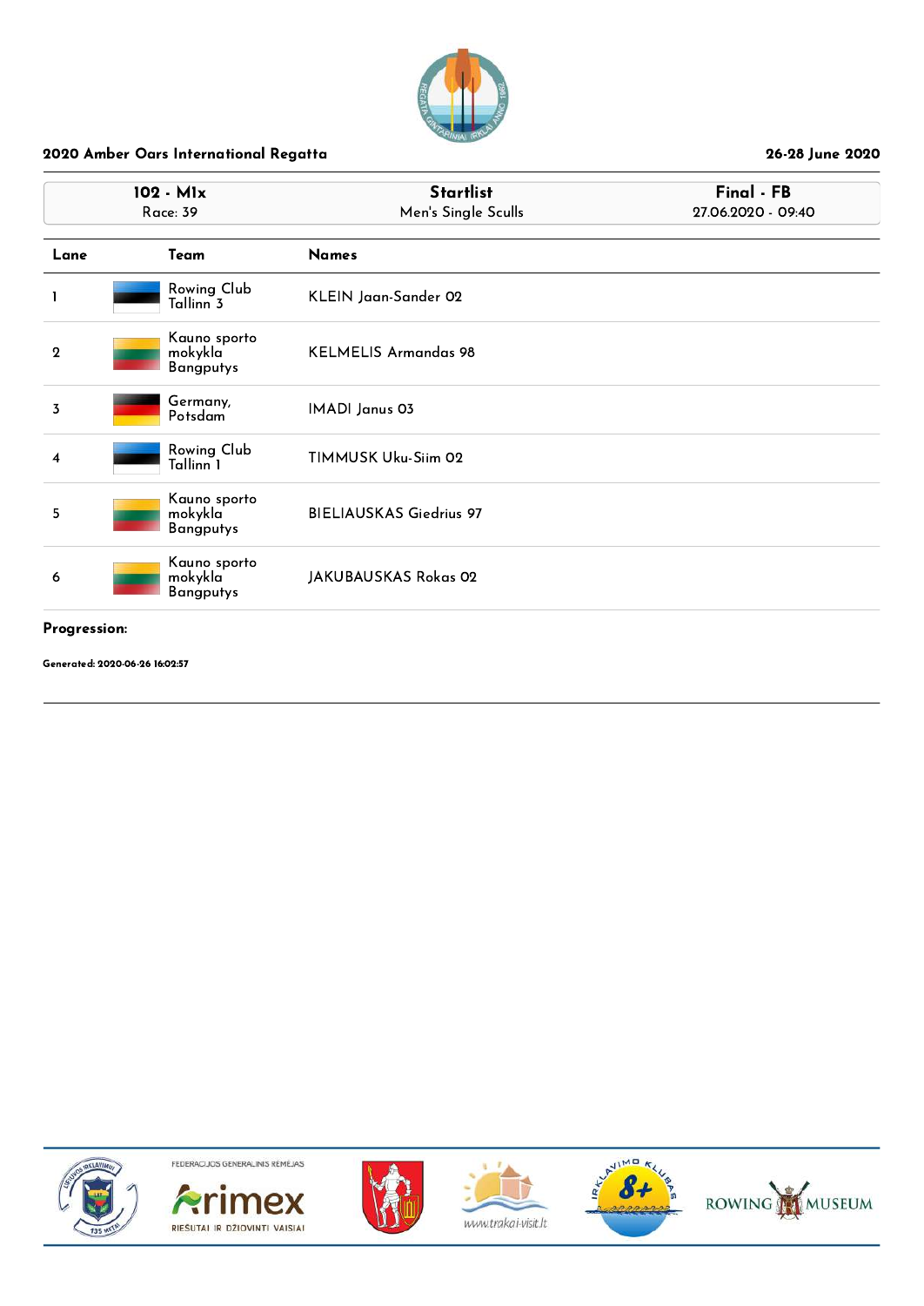**2020 Amber Oars International Regatta** — 26-28 June 2020

| 102 - M1x<br>Race: 39 | Startlist<br>Men's Single Sculls | Final - FB<br>27.06.2020 - 09:40 |
|---|---|---|

| Lane | Team | Names |
|---|---|---|
| 1 | Rowing Club Tallinn 3 | KLEIN Jaan-Sander 02 |
| 2 | Kauno sporto mokykla Bangputys | KELMELIS Armandas 98 |
| 3 | Germany, Potsdam | IMADI Janus 03 |
| 4 | Rowing Club Tallinn 1 | TIMMUSK Uku-Siim 02 |
| 5 | Kauno sporto mokykla Bangputys | BIELIAUSKAS Giedrius 97 |
| 6 | Kauno sporto mokykla Bangputys | JAKUBAUSKAS Rokas 02 |

**Progression:**

**Generated: 2020-06-26 16:02:57**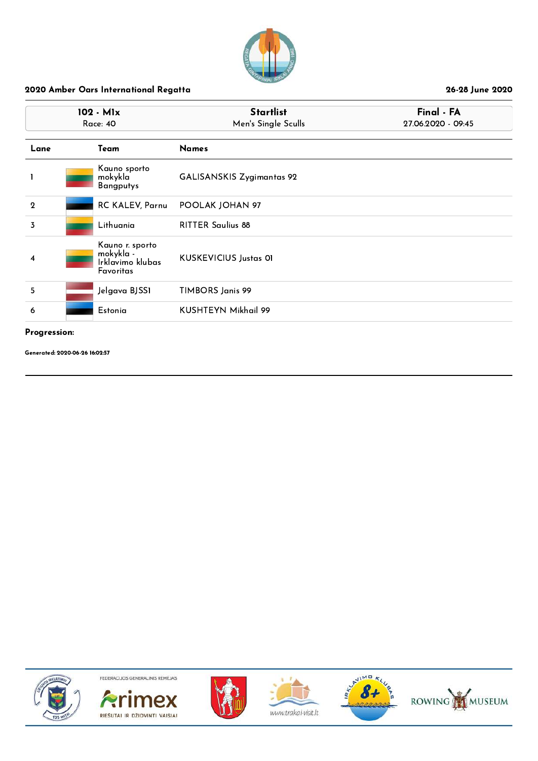**2020 Amber Oars International Regatta** — **26-28 June 2020**

| 102 - M1x | Startlist | Final - FA |
| --- | --- | --- |
| Race: 40 | Men's Single Sculls | 27.06.2020 - 09:45 |

| Lane | Team | Names |
| --- | --- | --- |
| 1 | Kauno sporto mokykla Bangputys | GALISANSKIS Zygimantas 92 |
| 2 | RC KALEV, Parnu | POOLAK JOHAN 97 |
| 3 | Lithuania | RITTER Saulius 88 |
| 4 | Kauno r. sporto mokykla - Irklavimo klubas Favoritas | KUSKEVICIUS Justas 01 |
| 5 | Jelgava BJSS1 | TIMBORS Janis 99 |
| 6 | Estonia | KUSHTEYN Mikhail 99 |

**Progression:**

**Generated: 2020-06-26 16:02:57**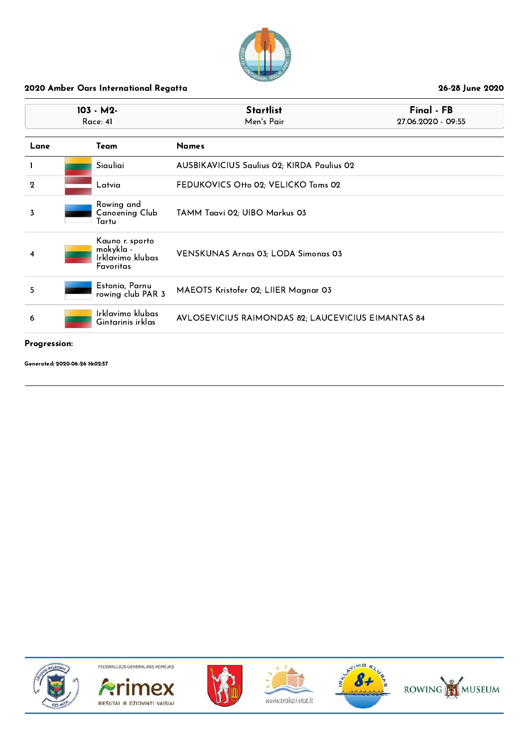**2020 Amber Oars International Regatta** | **26-28 June 2020**

| **103 - M2-** Race: 41 | **Startlist** Men's Pair | **Final - FB** 27.06.2020 - 09:55 |
|---|---|---|

| Lane | Team | Names |
|---|---|---|
| 1 | Siauliai | AUSBIKAVICIUS Saulius 02; KIRDA Paulius 02 |
| 2 | Latvia | FEDUKOVICS Otto 02; VELICKO Toms 02 |
| 3 | Rowing and Canoening Club Tartu | TAMM Taavi 02; UIBO Markus 03 |
| 4 | Kauno r. sporto mokykla - Irklavimo klubas Favoritas | VENSKUNAS Arnas 03; LODA Simonas 03 |
| 5 | Estonia, Parnu rowing club PAR 3 | MAEOTS Kristofer 02; LIIER Magnar 03 |
| 6 | Irklavimo klubas Gintarinis irklas | AVLOSEVICIUS RAIMONDAS 82; LAUCEVICIUS EIMANTAS 84 |

**Progression:**

**Generated: 2020-06-26 16:02:57**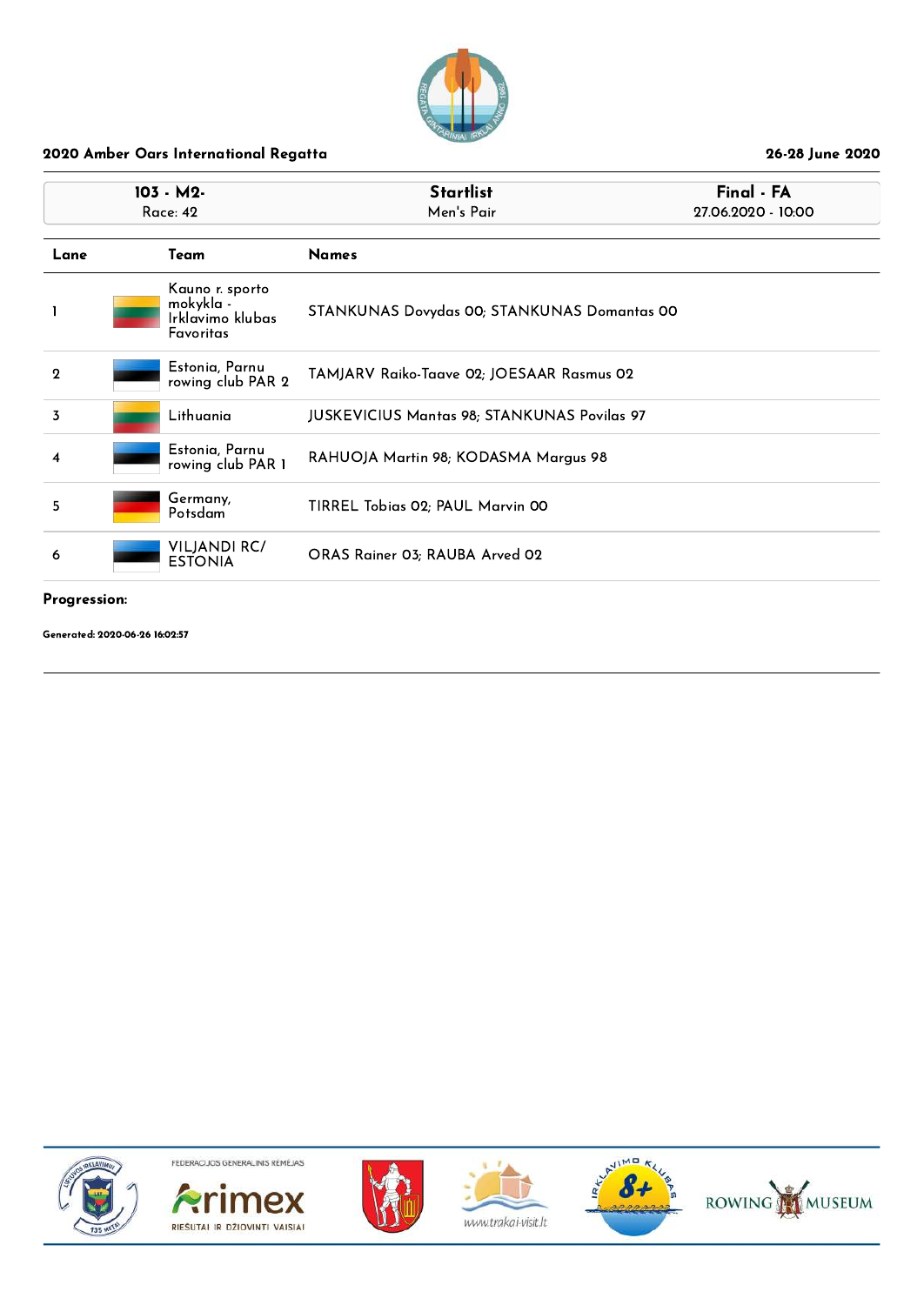2020 Amber Oars International Regatta

26-28 June 2020

| 103 - M2- Race: 42 | Startlist Men's Pair | Final - FA 27.06.2020 - 10:00 |
|---|---|---|

| Lane | Team | Names |
|---|---|---|
| 1 | Kauno r. sporto mokykla - Irklavimo klubas Favoritas | STANKUNAS Dovydas 00; STANKUNAS Domantas 00 |
| 2 | Estonia, Parnu rowing club PAR 2 | TAMJARV Raiko-Taave 02; JOESAAR Rasmus 02 |
| 3 | Lithuania | JUSKEVICIUS Mantas 98; STANKUNAS Povilas 97 |
| 4 | Estonia, Parnu rowing club PAR 1 | RAHUOJA Martin 98; KODASMA Margus 98 |
| 5 | Germany, Potsdam | TIRREL Tobias 02; PAUL Marvin 00 |
| 6 | VILJANDI RC/ ESTONIA | ORAS Rainer 03; RAUBA Arved 02 |

**Progression:**

**Generated: 2020-06-26 16:02:57**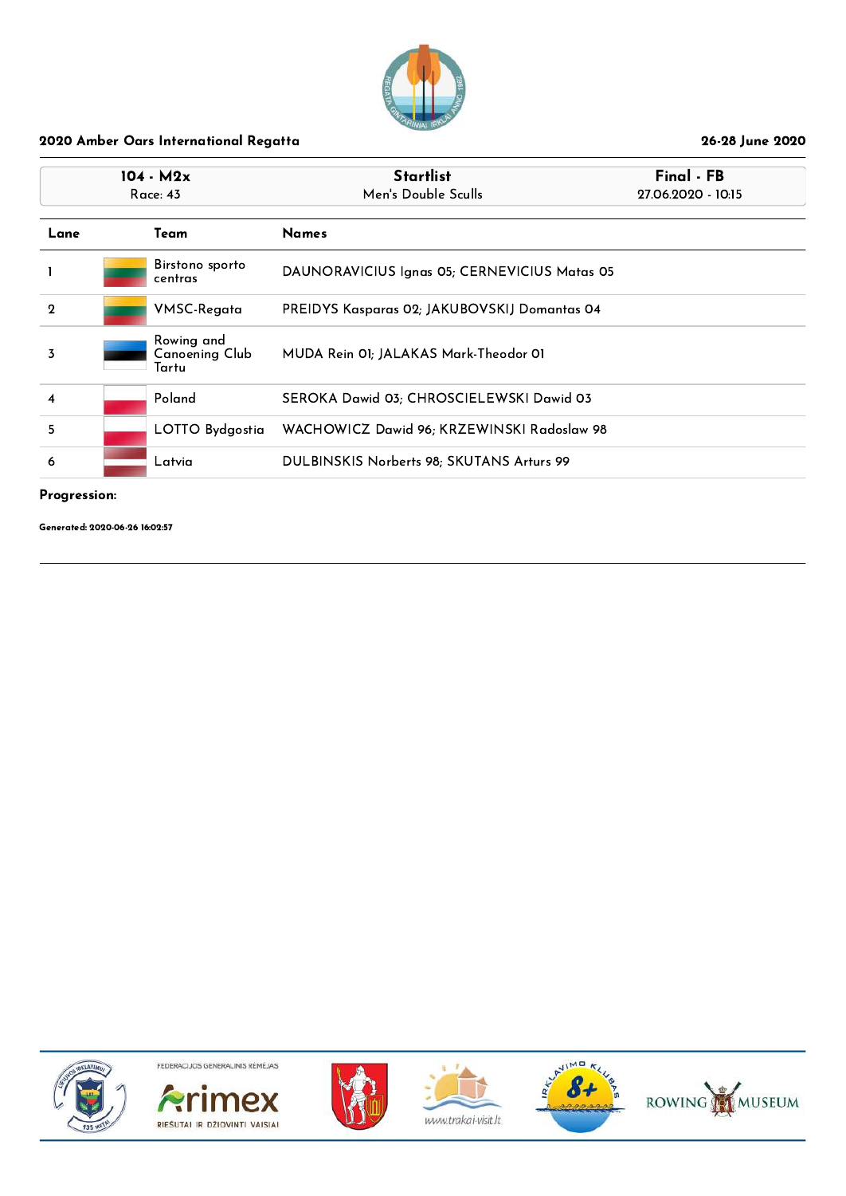**2020 Amber Oars International Regatta** — **26-28 June 2020**

| 104 - M2x<br>Race: 43 | Startlist<br>Men's Double Sculls | Final - FB<br>27.06.2020 - 10:15 |
|---|---|---|

| Lane | Team | Names |
|---|---|---|
| 1 | Birstono sporto centras | DAUNORAVICIUS Ignas 05; CERNEVICIUS Matas 05 |
| 2 | VMSC-Regata | PREIDYS Kasparas 02; JAKUBOVSKIJ Domantas 04 |
| 3 | Rowing and Canoening Club Tartu | MUDA Rein 01; JALAKAS Mark-Theodor 01 |
| 4 | Poland | SEROKA Dawid 03; CHROSCIELEWSKI Dawid 03 |
| 5 | LOTTO Bydgostia | WACHOWICZ Dawid 96; KRZEWINSKI Radoslaw 98 |
| 6 | Latvia | DULBINSKIS Norberts 98; SKUTANS Arturs 99 |

**Progression:**

**Generated: 2020-06-26 16:02:57**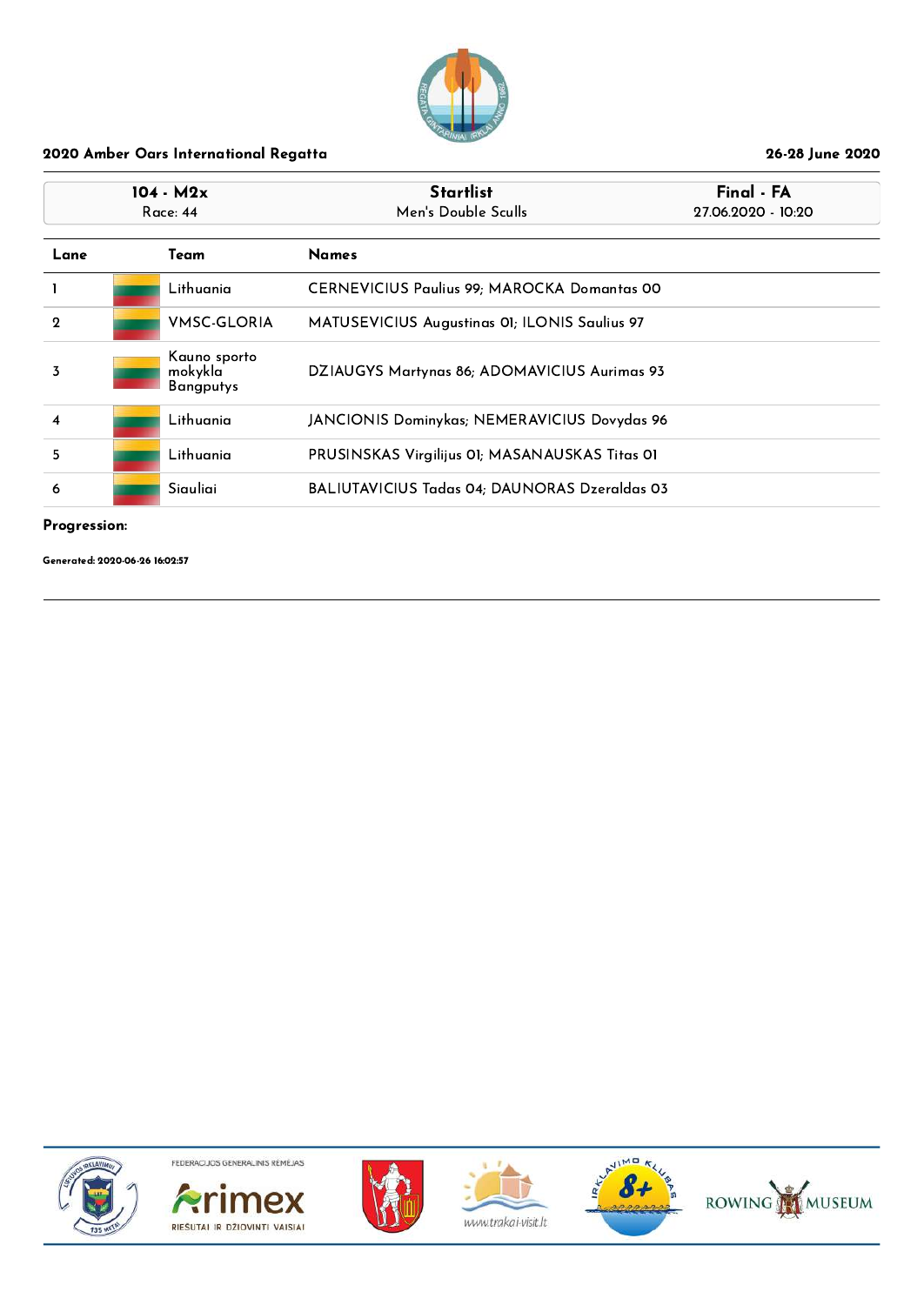**2020 Amber Oars International Regatta** — **26-28 June 2020**

| 104 - M2x<br>Race: 44 | Startlist<br>Men's Double Sculls | Final - FA<br>27.06.2020 - 10:20 |
|---|---|---|

| Lane | Team | Names |
|---|---|---|
| 1 | Lithuania | CERNEVICIUS Paulius 99; MAROCKA Domantas 00 |
| 2 | VMSC-GLORIA | MATUSEVICIUS Augustinas 01; ILONIS Saulius 97 |
| 3 | Kauno sporto mokykla Bangputys | DZIAUGYS Martynas 86; ADOMAVICIUS Aurimas 93 |
| 4 | Lithuania | JANCIONIS Dominykas; NEMERAVICIUS Dovydas 96 |
| 5 | Lithuania | PRUSINSKAS Virgilijus 01; MASANAUSKAS Titas 01 |
| 6 | Siauliai | BALIUTAVICIUS Tadas 04; DAUNORAS Dzeraldas 03 |

**Progression:**

**Generated: 2020-06-26 16:02:57**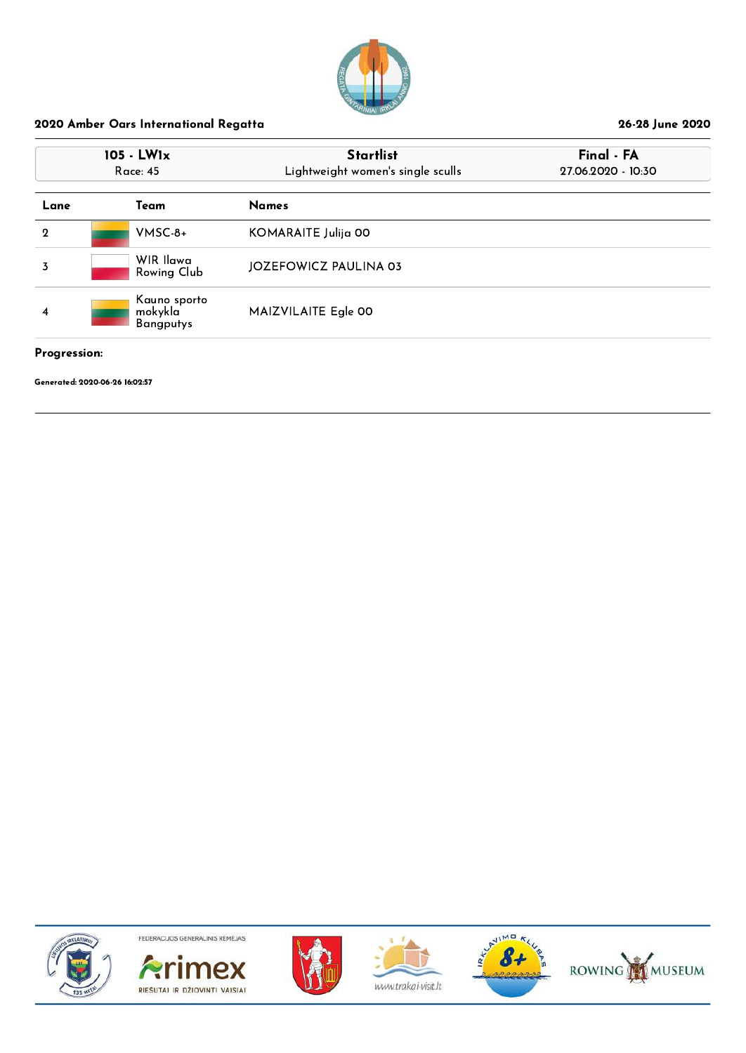**2020 Amber Oars International Regatta** — **26-28 June 2020**

| 105 - LW1x | Startlist | Final - FA |
|---|---|---|
| Race: 45 | Lightweight women's single sculls | 27.06.2020 - 10:30 |

| Lane | Team | Names |
|---|---|---|
| 2 | VMSC-8+ | KOMARAITE Julija 00 |
| 3 | WIR Ilawa Rowing Club | JOZEFOWICZ PAULINA 03 |
| 4 | Kauno sporto mokykla Bangputys | MAIZVILAITE Egle 00 |

**Progression:**

**Generated: 2020-06-26 16:02:57**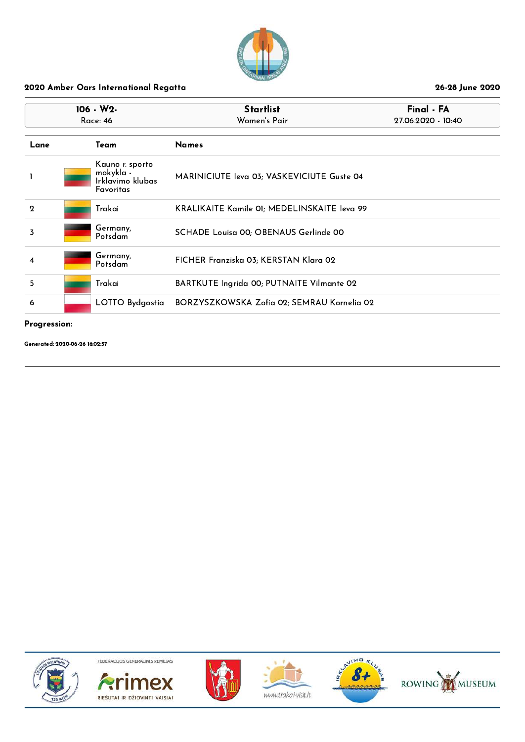## 2020 Amber Oars International Regatta

26-28 June 2020

| 106 - W2- | Startlist | Final - FA |
|---|---|---|
| Race: 46 | Women's Pair | 27.06.2020 - 10:40 |

| Lane | Team | Names |
|---|---|---|
| 1 | Kauno r. sporto mokykla - Irklavimo klubas Favoritas | MARINICIUTE Ieva 03; VASKEVICIUTE Guste 04 |
| 2 | Trakai | KRALIKAITE Kamile 01; MEDELINSKAITE Ieva 99 |
| 3 | Germany, Potsdam | SCHADE Louisa 00; OBENAUS Gerlinde 00 |
| 4 | Germany, Potsdam | FICHER Franziska 03; KERSTAN Klara 02 |
| 5 | Trakai | BARTKUTE Ingrida 00; PUTNAITE Vilmante 02 |
| 6 | LOTTO Bydgostia | BORZYSZKOWSKA Zofia 02; SEMRAU Kornelia 02 |

**Progression:**

**Generated: 2020-06-26 16:02:57**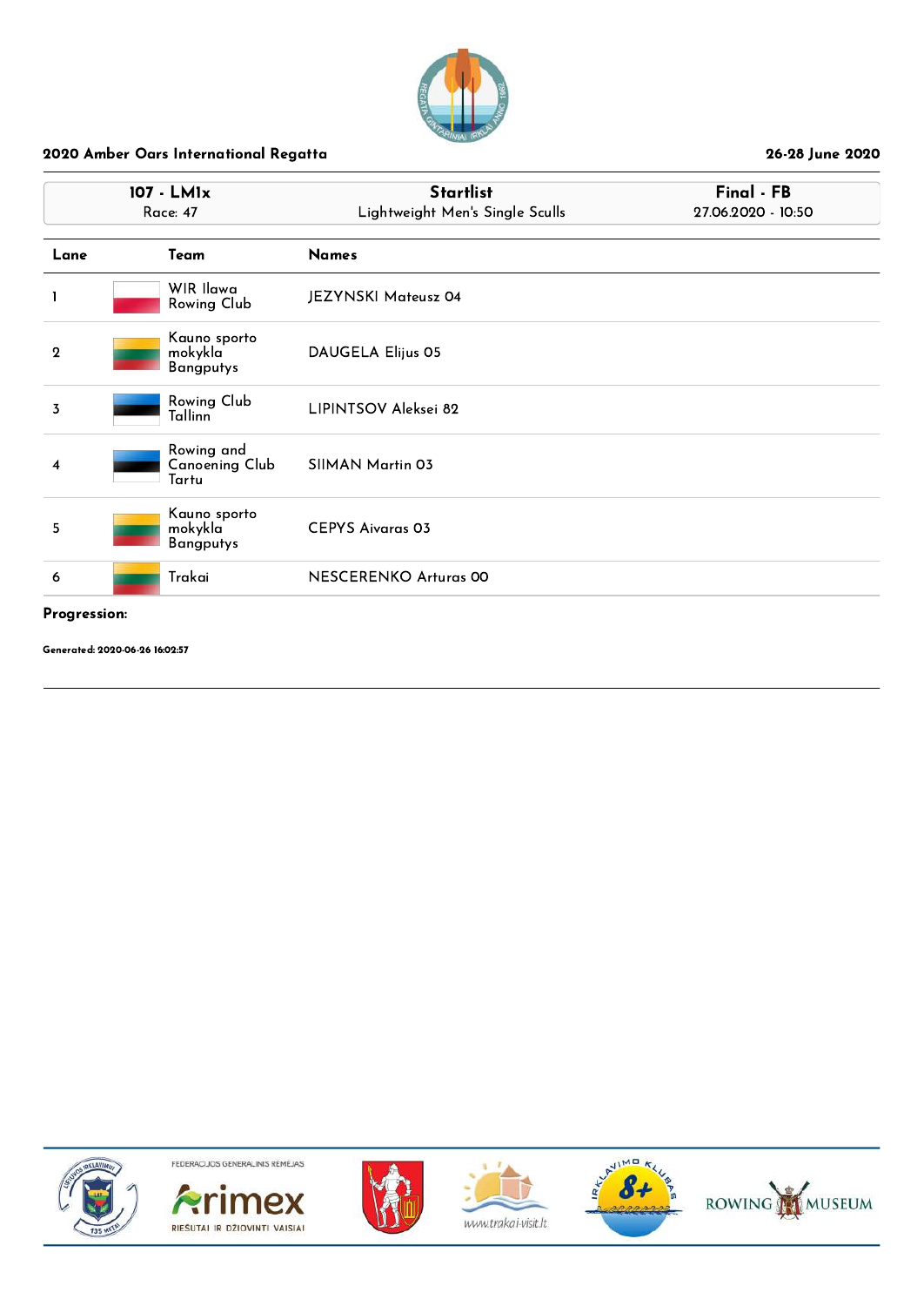**2020 Amber Oars International Regatta** — **26-28 June 2020**

| 107 - LM1x | Startlist | Final - FB |
|---|---|---|
| Race: 47 | Lightweight Men's Single Sculls | 27.06.2020 - 10:50 |

| Lane | Team | Names |
|---|---|---|
| 1 | WIR Ilawa Rowing Club | JEZYNSKI Mateusz 04 |
| 2 | Kauno sporto mokykla Bangputys | DAUGELA Elijus 05 |
| 3 | Rowing Club Tallinn | LIPINTSOV Aleksei 82 |
| 4 | Rowing and Canoening Club Tartu | SIIMAN Martin 03 |
| 5 | Kauno sporto mokykla Bangputys | CEPYS Aivaras 03 |
| 6 | Trakai | NESCERENKO Arturas 00 |

**Progression:**

**Generated: 2020-06-26 16:02:57**

FEDERACIJOS GENERALINIS RĖMĖJAS

Arimex RIEŠUTAI IR DŽIOVINTI VAISIAI

www.trakai-visit.lt

ROWING MUSEUM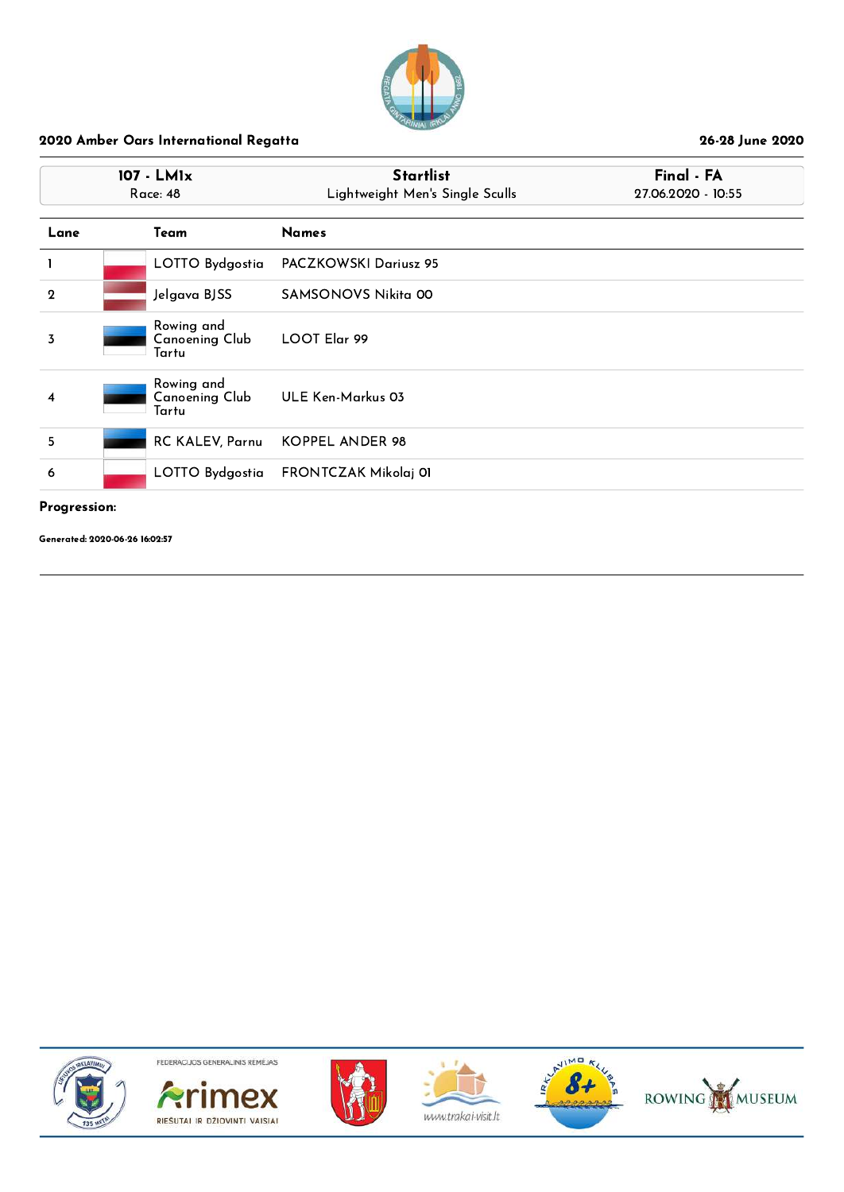**2020 Amber Oars International Regatta** — **26-28 June 2020**

| 107 - LM1x | Startlist | Final - FA |
| --- | --- | --- |
| Race: 48 | Lightweight Men's Single Sculls | 27.06.2020 - 10:55 |

| Lane | Team | Names |
| --- | --- | --- |
| 1 | LOTTO Bydgostia | PACZKOWSKI Dariusz 95 |
| 2 | Jelgava BJSS | SAMSONOVS Nikita 00 |
| 3 | Rowing and Canoening Club Tartu | LOOT Elar 99 |
| 4 | Rowing and Canoening Club Tartu | ULE Ken-Markus 03 |
| 5 | RC KALEV, Parnu | KOPPEL ANDER 98 |
| 6 | LOTTO Bydgostia | FRONTCZAK Mikolaj 01 |

**Progression:**

**Generated: 2020-06-26 16:02:57**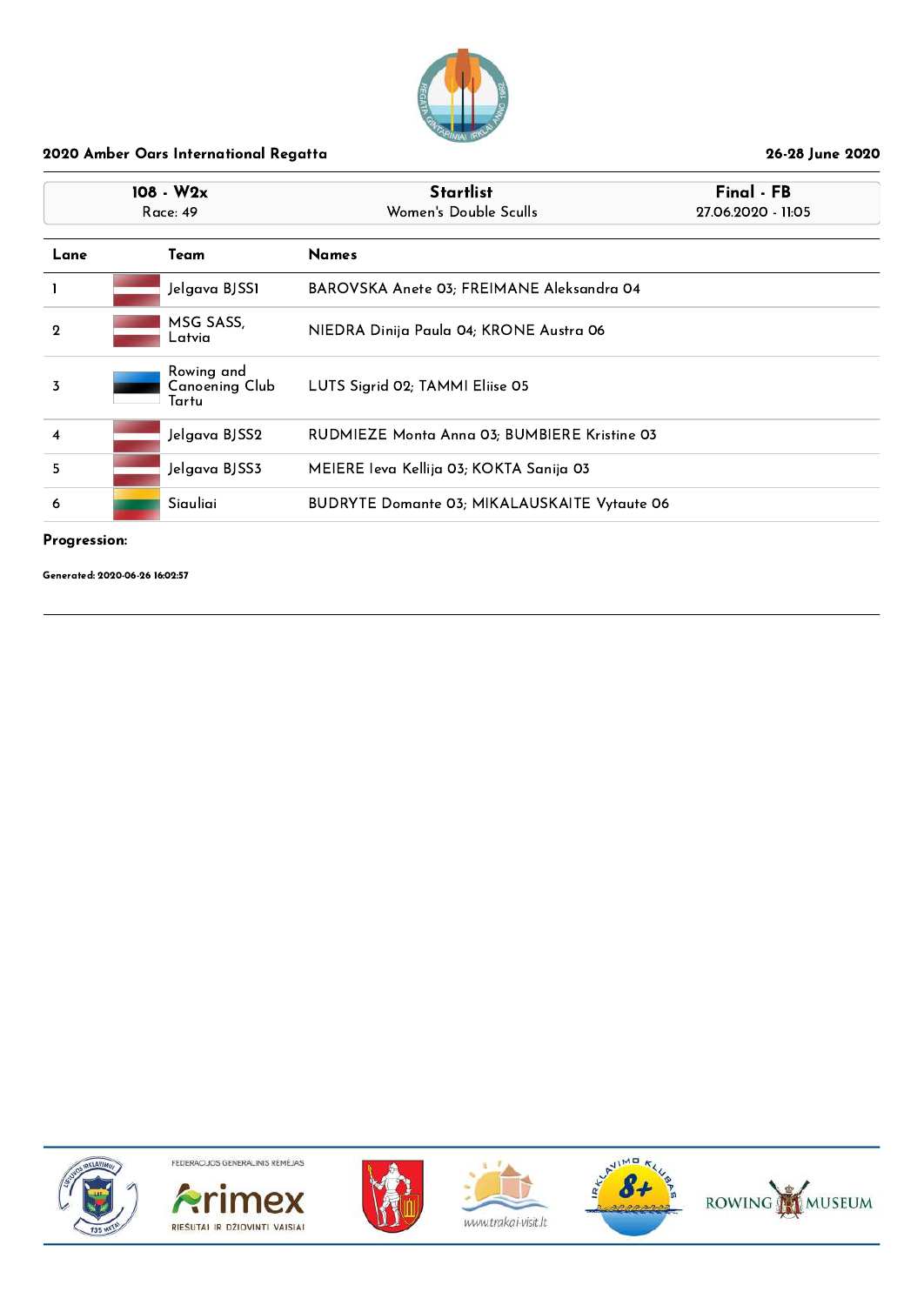**2020 Amber Oars International Regatta** **26-28 June 2020**

| 108 - W2x<br>Race: 49 | Startlist<br>Women's Double Sculls | Final - FB<br>27.06.2020 - 11:05 |
|---|---|---|

| Lane | Team | Names |
|---|---|---|
| 1 | Jelgava BJSS1 | BAROVSKA Anete 03; FREIMANE Aleksandra 04 |
| 2 | MSG SASS, Latvia | NIEDRA Dinija Paula 04; KRONE Austra 06 |
| 3 | Rowing and Canoeing Club Tartu | LUTS Sigrid 02; TAMMI Eliise 05 |
| 4 | Jelgava BJSS2 | RUDMIEZE Monta Anna 03; BUMBIERE Kristine 03 |
| 5 | Jelgava BJSS3 | MEIERE Ieva Kellija 03; KOKTA Sanija 03 |
| 6 | Siauliai | BUDRYTE Domante 03; MIKALAUSKAITE Vytaute 06 |

**Progression:**

**Generated: 2020-06-26 16:02:57**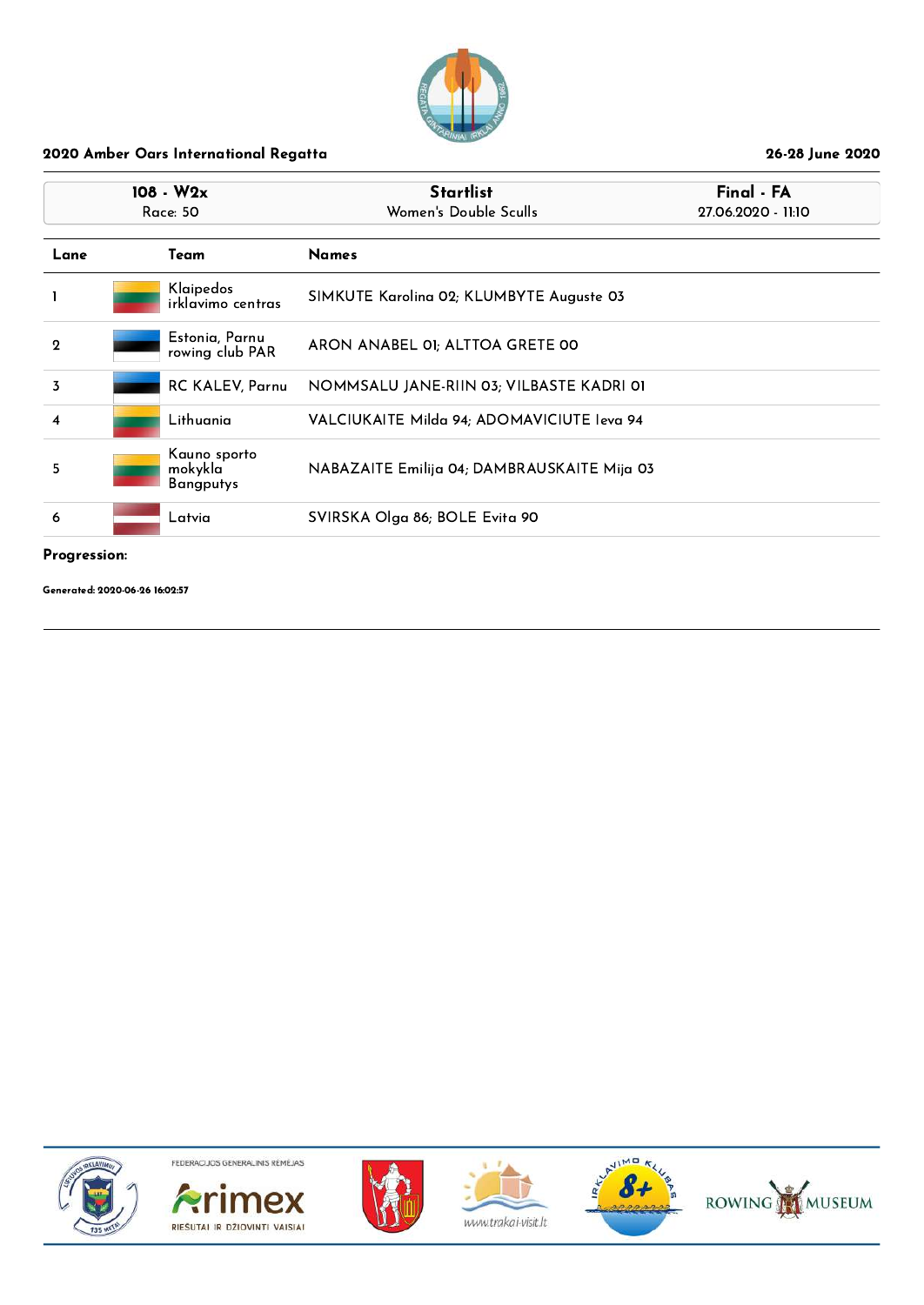**2020 Amber Oars International Regatta** — **26-28 June 2020**

| 108 - W2x<br>Race: 50 | Startlist<br>Women's Double Sculls | Final - FA<br>27.06.2020 - 11:10 |
|---|---|---|

| Lane | Team | Names |
|---|---|---|
| 1 | Klaipedos irklavimo centras | SIMKUTE Karolina 02; KLUMBYTE Auguste 03 |
| 2 | Estonia, Parnu rowing club PAR | ARON ANABEL 01; ALTTOA GRETE 00 |
| 3 | RC KALEV, Parnu | NOMMSALU JANE-RIIN 03; VILBASTE KADRI 01 |
| 4 | Lithuania | VALCIUKAITE Milda 94; ADOMAVICIUTE Ieva 94 |
| 5 | Kauno sporto mokykla Bangputys | NABAZAITE Emilija 04; DAMBRAUSKAITE Mija 03 |
| 6 | Latvia | SVIRSKA Olga 86; BOLE Evita 90 |

**Progression:**

**Generated: 2020-06-26 16:02:57**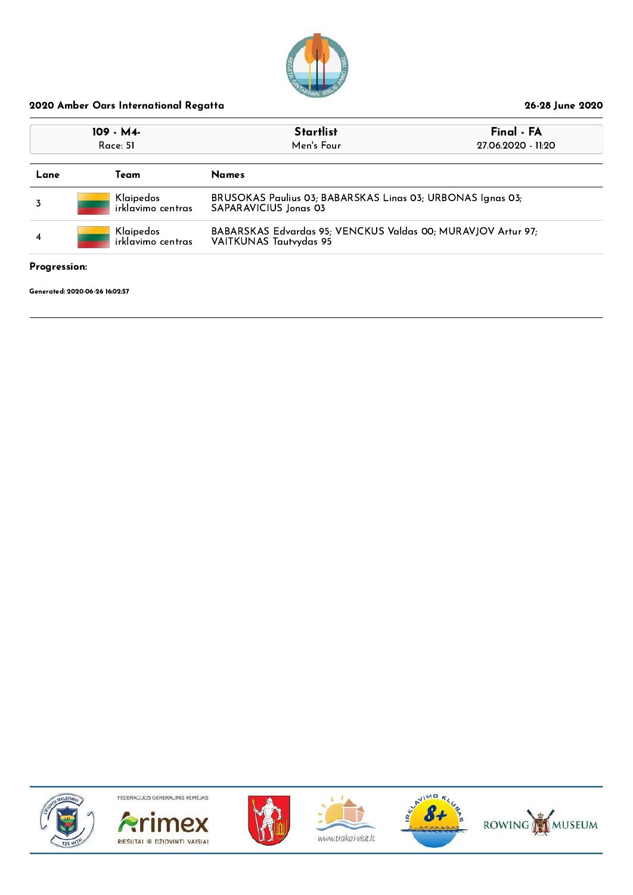## 2020 Amber Oars International Regatta

26-28 June 2020

| 109 - M4- | Startlist | Final - FA |
|---|---|---|
| Race: 51 | Men's Four | 27.06.2020 - 11:20 |

| Lane | Team | Names |
|---|---|---|
| 3 | Klaipedos irklavimo centras | BRUSOKAS Paulius 03; BABARSKAS Linas 03; URBONAS Ignas 03; SAPARAVICIUS Jonas 03 |
| 4 | Klaipedos irklavimo centras | BABARSKAS Edvardas 95; VENCKUS Valdas 00; MURAVJOV Artur 97; VAITKUNAS Tautvydas 95 |

**Progression:**

**Generated: 2020-06-26 16:02:57**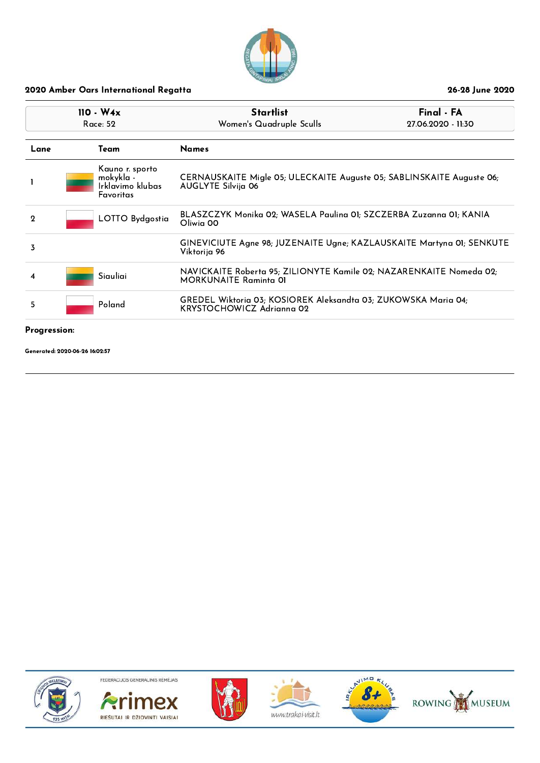2020 Amber Oars International Regatta

26-28 June 2020

| 110 - W4x<br>Race: 52 | Startlist<br>Women's Quadruple Sculls | Final - FA<br>27.06.2020 - 11:30 |
|---|---|---|

| Lane | Team | Names |
|---|---|---|
| 1 | Kauno r. sporto mokykla - Irklavimo klubas Favoritas | CERNAUSKAITE Migle 05; ULECKAITE Auguste 05; SABLINSKAITE Auguste 06; AUGLYTE Silvija 06 |
| 2 | LOTTO Bydgostia | BLASZCZYK Monika 02; WASELA Paulina 01; SZCZERBA Zuzanna 01; KANIA Oliwia 00 |
| 3 | | GINEVICIUTE Agne 98; JUZENAITE Ugne; KAZLAUSKAITE Martyna 01; SENKUTE Viktorija 96 |
| 4 | Siauliai | NAVICKAITE Roberta 95; ZILIONYTE Kamile 02; NAZARENKAITE Nomeda 02; MORKUNAITE Raminta 01 |
| 5 | Poland | GREDEL Wiktoria 03; KOSIOREK Aleksandta 03; ZUKOWSKA Maria 04; KRYSTOCHOWICZ Adrianna 02 |

**Progression:**

**Generated: 2020-06-26 16:02:57**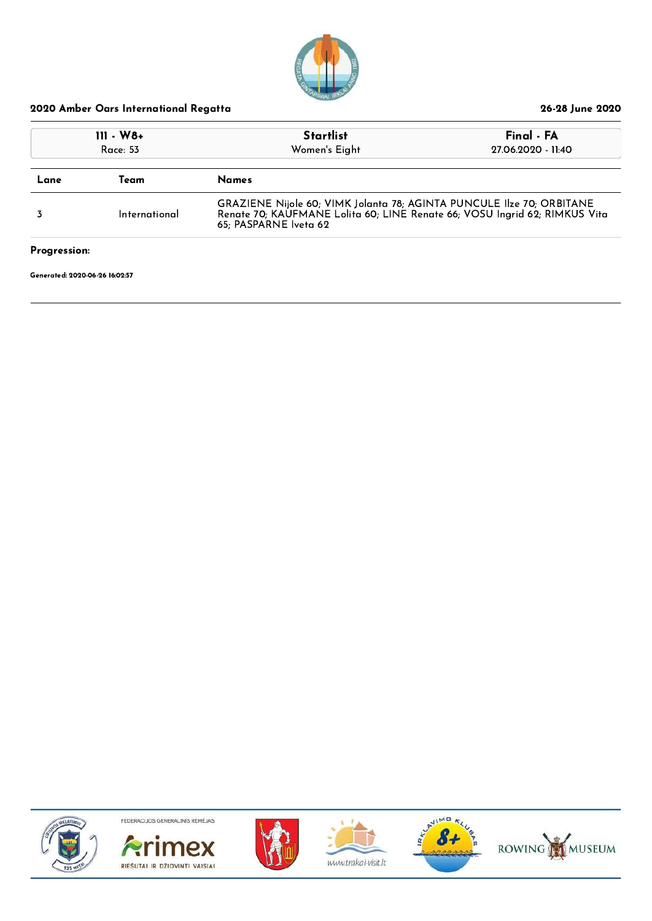## 2020 Amber Oars International Regatta

26-28 June 2020

| 111 - W8+ | Startlist | Final - FA |
|---|---|---|
| Race: 53 | Women's Eight | 27.06.2020 - 11:40 |

| Lane | Team | Names |
|---|---|---|
| 3 | International | GRAZIENE Nijole 60; VIMK Jolanta 78; AGINTA PUNCULE Ilze 70; ORBITANE Renate 70; KAUFMANE Lolita 60; LINE Renate 66; VOSU Ingrid 62; RIMKUS Vita 65; PASPARNE Iveta 62 |

**Progression:**

**Generated: 2020-06-26 16:02:57**

FEDERACIJOS GENERALINIS RĖMĖJAS

Arimex

RIEŠUTAI IR DŽIOVINTI VAISIAI

www.trakai-visit.lt

ROWING MUSEUM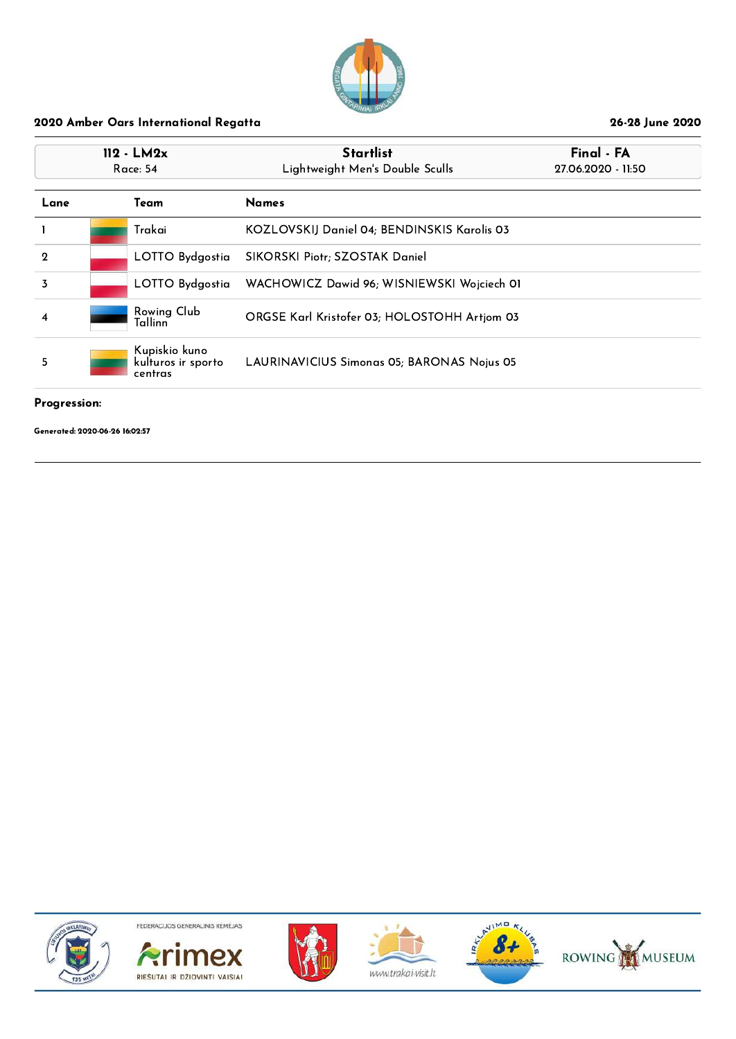**2020 Amber Oars International Regatta** — **26-28 June 2020**

| 112 - LM2x | Startlist | Final - FA |
|---|---|---|
| Race: 54 | Lightweight Men's Double Sculls | 27.06.2020 - 11:50 |

| Lane | Team | Names |
|---|---|---|
| 1 | Trakai | KOZLOVSKIJ Daniel 04; BENDINSKIS Karolis 03 |
| 2 | LOTTO Bydgostia | SIKORSKI Piotr; SZOSTAK Daniel |
| 3 | LOTTO Bydgostia | WACHOWICZ Dawid 96; WISNIEWSKI Wojciech 01 |
| 4 | Rowing Club Tallinn | ORGSE Karl Kristofer 03; HOLOSTOHH Artjom 03 |
| 5 | Kupiskio kuno kulturos ir sporto centras | LAURINAVICIUS Simonas 05; BARONAS Nojus 05 |

**Progression:**

**Generated: 2020-06-26 16:02:57**

FEDERACIJOS GENERALINIS RĖMĖJAS

Arimex RIEŠUTAI IR DŽIOVINTI VAISIAI

www.trakai-visit.lt

ROWING MUSEUM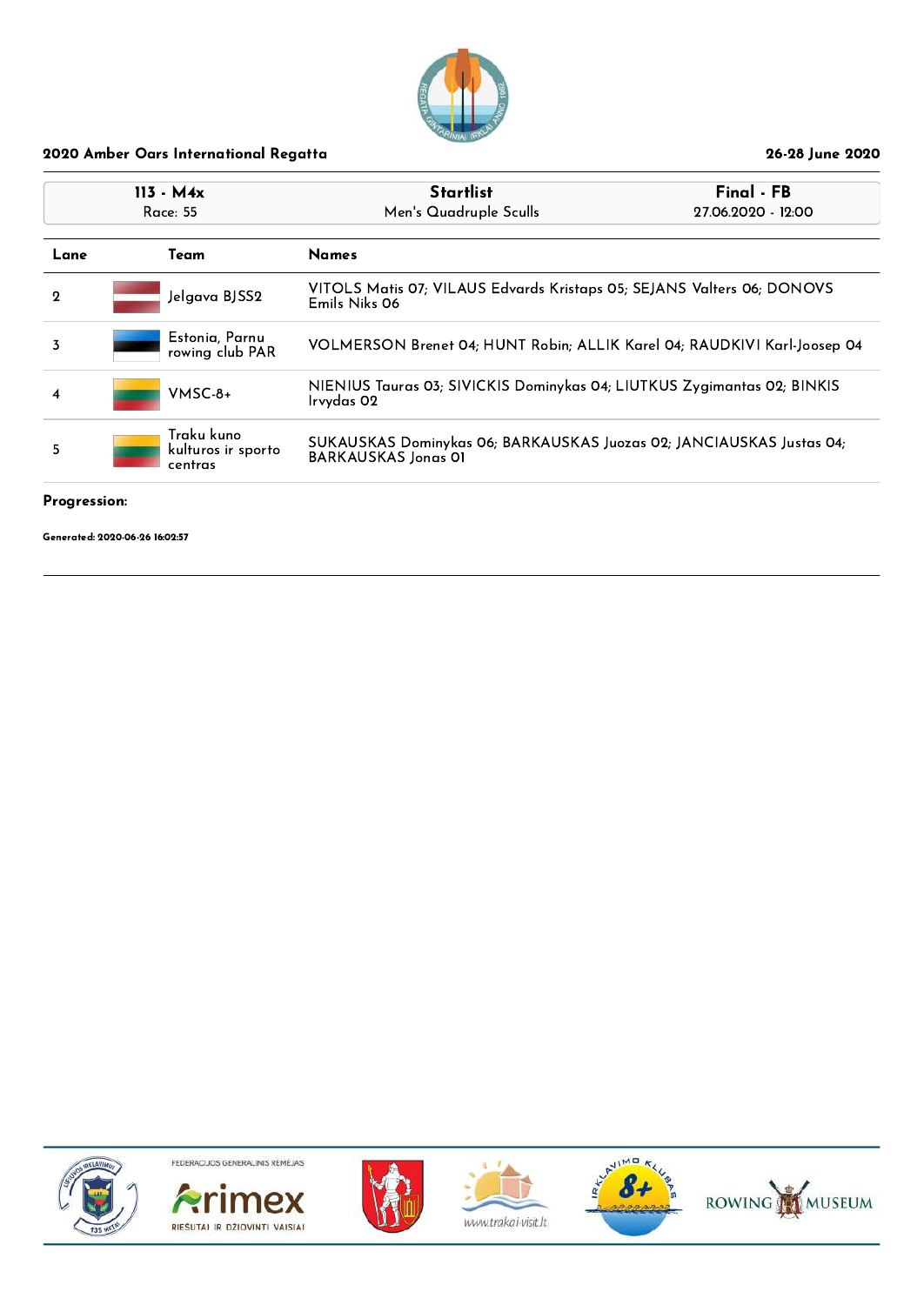**2020 Amber Oars International Regatta** — **26-28 June 2020**

| 113 - M4x | Startlist | Final - FB |
|---|---|---|
| Race: 55 | Men's Quadruple Sculls | 27.06.2020 - 12:00 |

| Lane | Team | Names |
|---|---|---|
| 2 | Jelgava BJSS2 | VITOLS Matis 07; VILAUS Edvards Kristaps 05; SEJANS Valters 06; DONOVS Emils Niks 06 |
| 3 | Estonia, Parnu rowing club PAR | VOLMERSON Brenet 04; HUNT Robin; ALLIK Karel 04; RAUDKIVI Karl-Joosep 04 |
| 4 | VMSC-8+ | NIENIUS Tauras 03; SIVICKIS Dominykas 04; LIUTKUS Zygimantas 02; BINKIS Irvydas 02 |
| 5 | Traku kuno kulturos ir sporto centras | SUKAUSKAS Dominykas 06; BARKAUSKAS Juozas 02; JANCIAUSKAS Justas 04; BARKAUSKAS Jonas 01 |

**Progression:**

**Generated: 2020-06-26 16:02:57**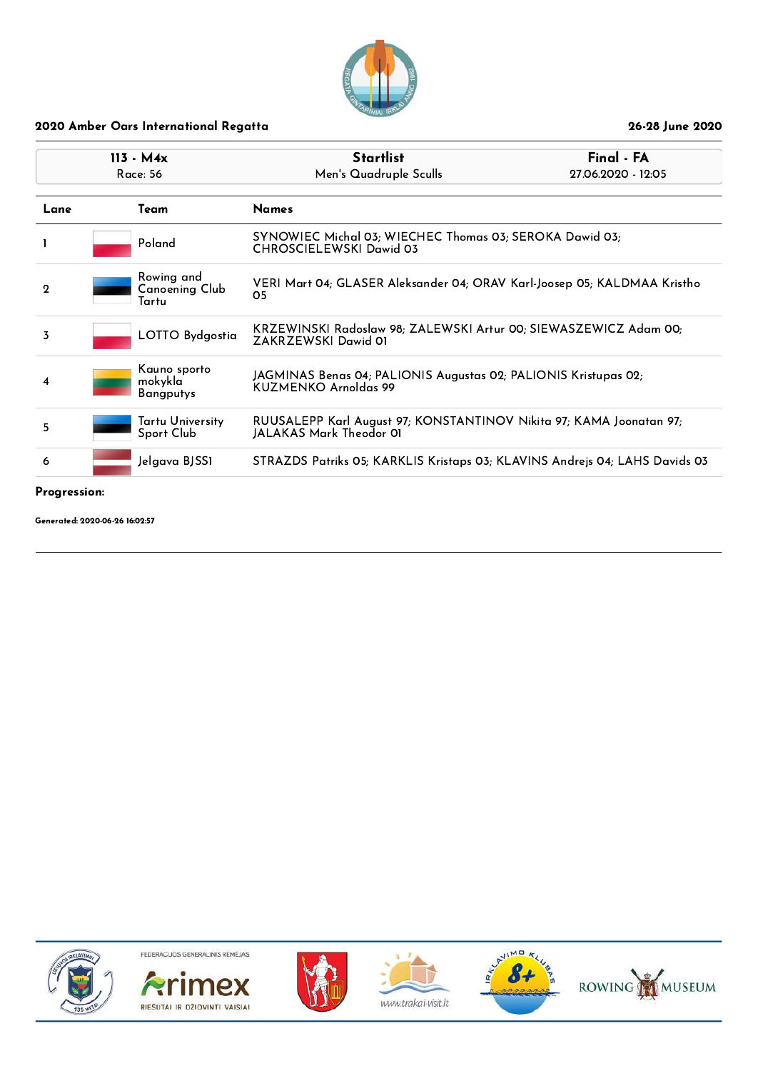## 2020 Amber Oars International Regatta

26-28 June 2020

| 113 - M4x<br>Race: 56 | Startlist<br>Men's Quadruple Sculls | Final - FA<br>27.06.2020 - 12:05 |
|---|---|---|

| Lane | Team | Names |
|---|---|---|
| 1 | Poland | SYNOWIEC Michal 03; WIECHEC Thomas 03; SEROKA Dawid 03; CHROSCIELEWSKI Dawid 03 |
| 2 | Rowing and Canoening Club Tartu | VERI Mart 04; GLASER Aleksander 04; ORAV Karl-Joosep 05; KALDMAA Kristho 05 |
| 3 | LOTTO Bydgostia | KRZEWINSKI Radoslaw 98; ZALEWSKI Artur 00; SIEWASZEWICZ Adam 00; ZAKRZEWSKI Dawid 01 |
| 4 | Kauno sporto mokykla Bangputys | JAGMINAS Benas 04; PALIONIS Augustas 02; PALIONIS Kristupas 02; KUZMENKO Arnoldas 99 |
| 5 | Tartu University Sport Club | RUUSALEPP Karl August 97; KONSTANTINOV Nikita 97; KAMA Joonatan 97; JALAKAS Mark Theodor 01 |
| 6 | Jelgava BJSS1 | STRAZDS Patriks 05; KARKLIS Kristaps 03; KLAVINS Andrejs 04; LAHS Davids 03 |

**Progression:**

**Generated: 2020-06-26 16:02:57**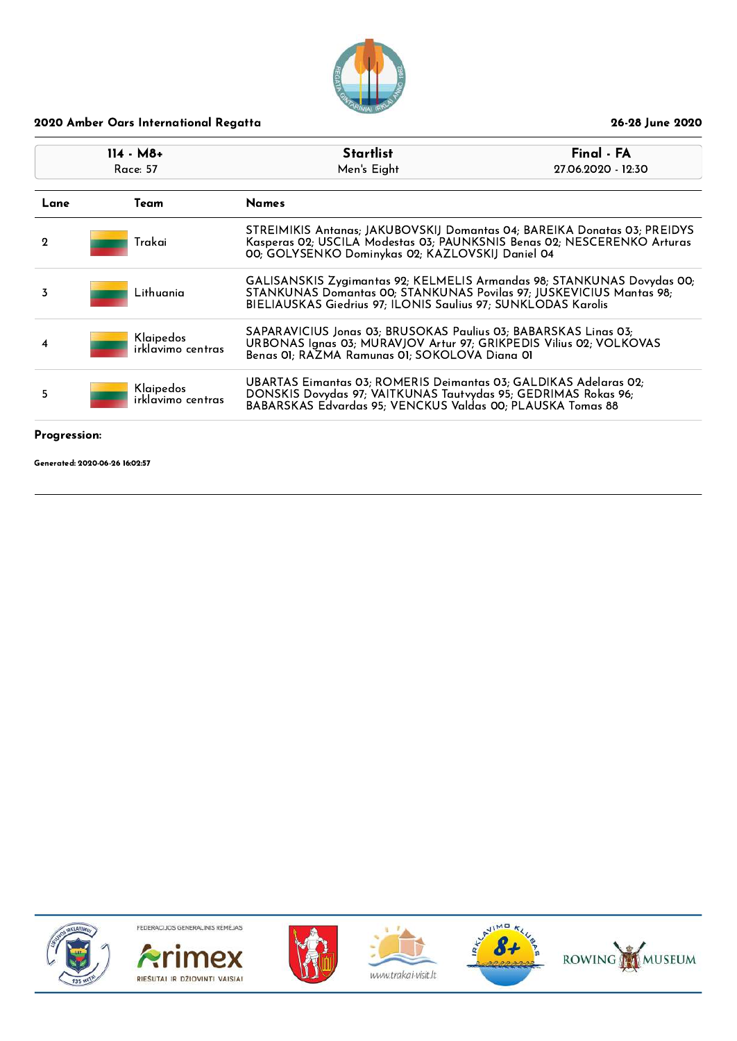**2020 Amber Oars International Regatta** **26-28 June 2020**

| 114 - M8+ | Startlist | Final - FA |
|---|---|---|
| Race: 57 | Men's Eight | 27.06.2020 - 12:30 |

| Lane | Team | Names |
|---|---|---|
| 2 | Trakai | STREIMIKIS Antanas; JAKUBOVSKIJ Domantas 04; BAREIKA Donatas 03; PREIDYS Kasperas 02; USCILA Modestas 03; PAUNKSNIS Benas 02; NESCERENKO Arturas 00; GOLYSENKO Dominykas 02; KAZLOVSKIJ Daniel 04 |
| 3 | Lithuania | GALISANSKIS Zygimantas 92; KELMELIS Armandas 98; STANKUNAS Dovydas 00; STANKUNAS Domantas 00; STANKUNAS Povilas 97; JUSKEVICIUS Mantas 98; BIELIAUSKAS Giedrius 97; ILONIS Saulius 97; SUNKLODAS Karolis |
| 4 | Klaipedos irklavimo centras | SAPARAVICIUS Jonas 03; BRUSOKAS Paulius 03; BABARSKAS Linas 03; URBONAS Ignas 03; MURAVJOV Artur 97; GRIKPEDIS Vilius 02; VOLKOVAS Benas 01; RAZMA Ramunas 01; SOKOLOVA Diana 01 |
| 5 | Klaipedos irklavimo centras | UBARTAS Eimantas 03; ROMERIS Deimantas 03; GALDIKAS Adelaras 02; DONSKIS Dovydas 97; VAITKUNAS Tautvydas 95; GEDRIMAS Rokas 96; BABARSKAS Edvardas 95; VENCKUS Valdas 00; PLAUSKA Tomas 88 |

**Progression:**

**Generated: 2020-06-26 16:02:57**

FEDERACIJOS GENERALINIS RĖMĖJAS
Arimex
RIEŠUTAI IR DŽIOVINTI VAISIAI
www.trakai-visit.lt
ROWING MUSEUM